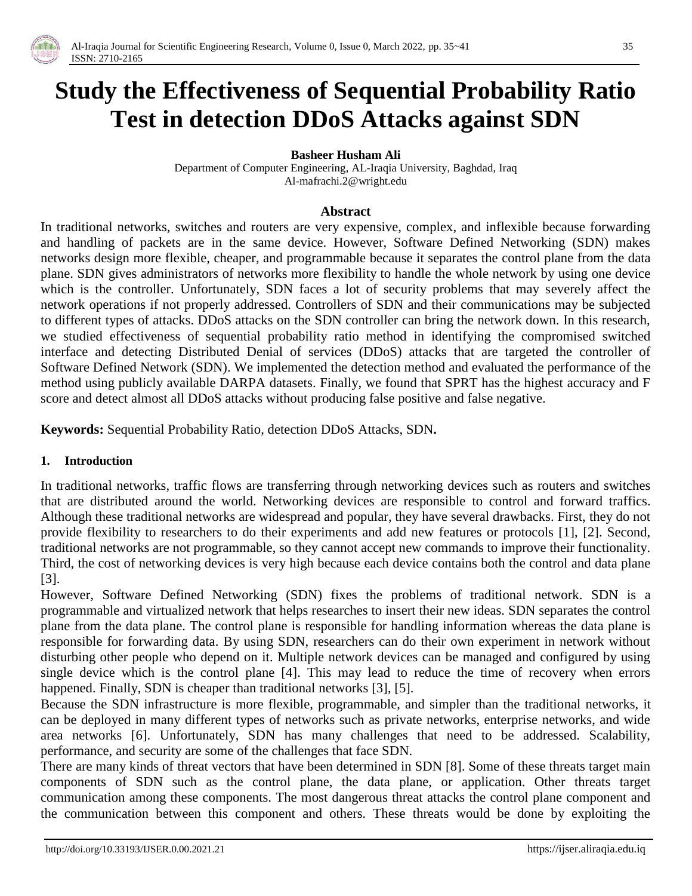# Study the Effectiveness of Sequential Probability Ratio Test in detection DDoS Attacks against SDN

**Basheer Husham Ali**

Department of Computer Engineering, AL-Iraqia University, Baghdad, Iraq
Al-mafrachi.2@wright.edu

**Abstract**

In traditional networks, switches and routers are very expensive, complex, and inflexible because forwarding and handling of packets are in the same device. However, Software Defined Networking (SDN) makes networks design more flexible, cheaper, and programmable because it separates the control plane from the data plane. SDN gives administrators of networks more flexibility to handle the whole network by using one device which is the controller. Unfortunately, SDN faces a lot of security problems that may severely affect the network operations if not properly addressed. Controllers of SDN and their communications may be subjected to different types of attacks. DDoS attacks on the SDN controller can bring the network down. In this research, we studied effectiveness of sequential probability ratio method in identifying the compromised switched interface and detecting Distributed Denial of services (DDoS) attacks that are targeted the controller of Software Defined Network (SDN). We implemented the detection method and evaluated the performance of the method using publicly available DARPA datasets. Finally, we found that SPRT has the highest accuracy and F score and detect almost all DDoS attacks without producing false positive and false negative.

**Keywords:** Sequential Probability Ratio, detection DDoS Attacks, SDN**.**

## 1. Introduction

In traditional networks, traffic flows are transferring through networking devices such as routers and switches that are distributed around the world. Networking devices are responsible to control and forward traffics. Although these traditional networks are widespread and popular, they have several drawbacks. First, they do not provide flexibility to researchers to do their experiments and add new features or protocols [1], [2]. Second, traditional networks are not programmable, so they cannot accept new commands to improve their functionality. Third, the cost of networking devices is very high because each device contains both the control and data plane [3].

However, Software Defined Networking (SDN) fixes the problems of traditional network. SDN is a programmable and virtualized network that helps researches to insert their new ideas. SDN separates the control plane from the data plane. The control plane is responsible for handling information whereas the data plane is responsible for forwarding data. By using SDN, researchers can do their own experiment in network without disturbing other people who depend on it. Multiple network devices can be managed and configured by using single device which is the control plane [4]. This may lead to reduce the time of recovery when errors happened. Finally, SDN is cheaper than traditional networks [3], [5].

Because the SDN infrastructure is more flexible, programmable, and simpler than the traditional networks, it can be deployed in many different types of networks such as private networks, enterprise networks, and wide area networks [6]. Unfortunately, SDN has many challenges that need to be addressed. Scalability, performance, and security are some of the challenges that face SDN.

There are many kinds of threat vectors that have been determined in SDN [8]. Some of these threats target main components of SDN such as the control plane, the data plane, or application. Other threats target communication among these components. The most dangerous threat attacks the control plane component and the communication between this component and others. These threats would be done by exploiting the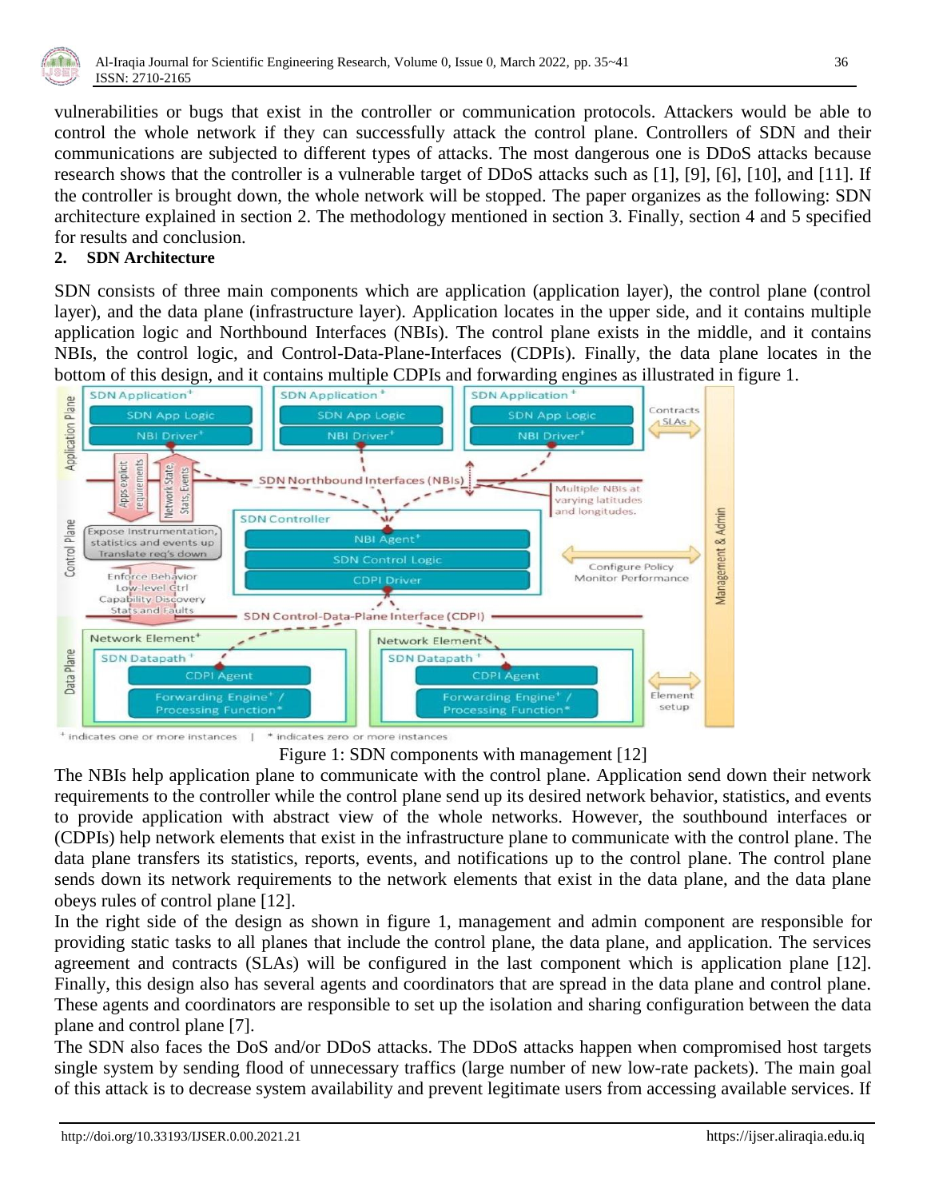vulnerabilities or bugs that exist in the controller or communication protocols. Attackers would be able to control the whole network if they can successfully attack the control plane. Controllers of SDN and their communications are subjected to different types of attacks. The most dangerous one is DDoS attacks because research shows that the controller is a vulnerable target of DDoS attacks such as [1], [9], [6], [10], and [11]. If the controller is brought down, the whole network will be stopped. The paper organizes as the following: SDN architecture explained in section 2. The methodology mentioned in section 3. Finally, section 4 and 5 specified for results and conclusion.

## 2. SDN Architecture

SDN consists of three main components which are application (application layer), the control plane (control layer), and the data plane (infrastructure layer). Application locates in the upper side, and it contains multiple application logic and Northbound Interfaces (NBIs). The control plane exists in the middle, and it contains NBIs, the control logic, and Control-Data-Plane-Interfaces (CDPIs). Finally, the data plane locates in the bottom of this design, and it contains multiple CDPIs and forwarding engines as illustrated in figure 1.

Figure 1: SDN components with management [12]

The NBIs help application plane to communicate with the control plane. Application send down their network requirements to the controller while the control plane send up its desired network behavior, statistics, and events to provide application with abstract view of the whole networks. However, the southbound interfaces or (CDPIs) help network elements that exist in the infrastructure plane to communicate with the control plane. The data plane transfers its statistics, reports, events, and notifications up to the control plane. The control plane sends down its network requirements to the network elements that exist in the data plane, and the data plane obeys rules of control plane [12].

In the right side of the design as shown in figure 1, management and admin component are responsible for providing static tasks to all planes that include the control plane, the data plane, and application. The services agreement and contracts (SLAs) will be configured in the last component which is application plane [12]. Finally, this design also has several agents and coordinators that are spread in the data plane and control plane. These agents and coordinators are responsible to set up the isolation and sharing configuration between the data plane and control plane [7].

The SDN also faces the DoS and/or DDoS attacks. The DDoS attacks happen when compromised host targets single system by sending flood of unnecessary traffics (large number of new low-rate packets). The main goal of this attack is to decrease system availability and prevent legitimate users from accessing available services. If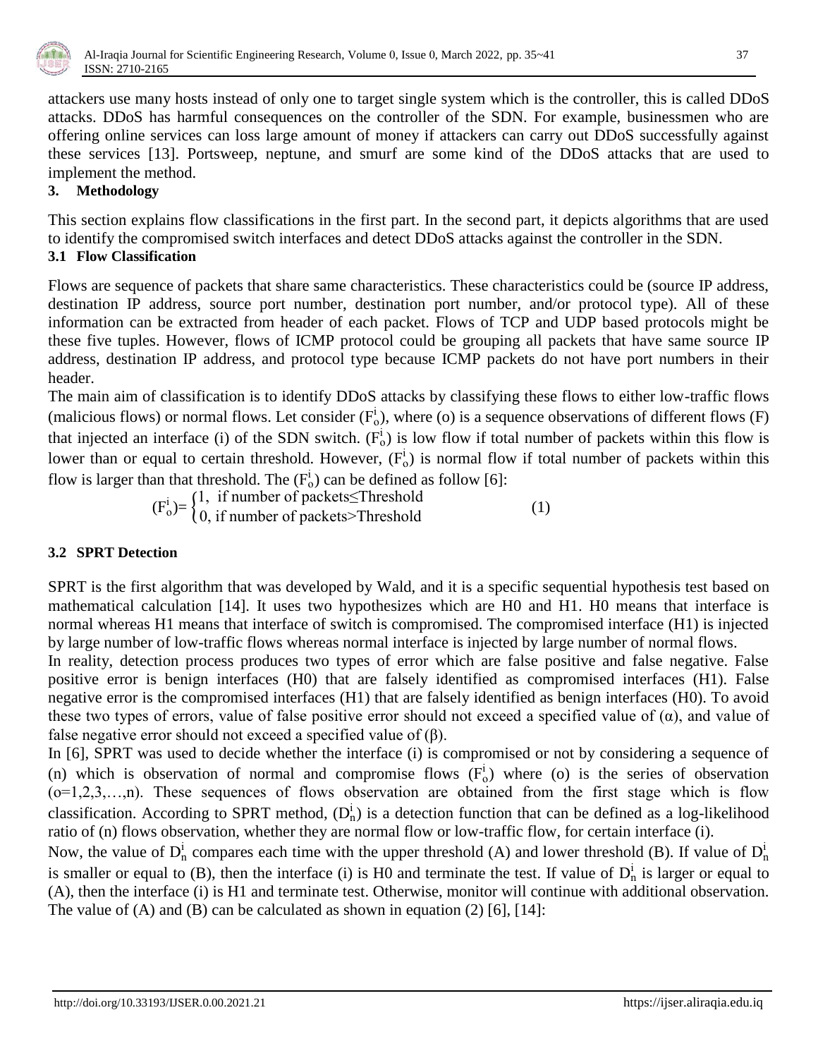attackers use many hosts instead of only one to target single system which is the controller, this is called DDoS attacks. DDoS has harmful consequences on the controller of the SDN. For example, businessmen who are offering online services can loss large amount of money if attackers can carry out DDoS successfully against these services [13]. Portsweep, neptune, and smurf are some kind of the DDoS attacks that are used to implement the method.

## 3. Methodology

This section explains flow classifications in the first part. In the second part, it depicts algorithms that are used to identify the compromised switch interfaces and detect DDoS attacks against the controller in the SDN.

### 3.1 Flow Classification

Flows are sequence of packets that share same characteristics. These characteristics could be (source IP address, destination IP address, source port number, destination port number, and/or protocol type). All of these information can be extracted from header of each packet. Flows of TCP and UDP based protocols might be these five tuples. However, flows of ICMP protocol could be grouping all packets that have same source IP address, destination IP address, and protocol type because ICMP packets do not have port numbers in their header.

The main aim of classification is to identify DDoS attacks by classifying these flows to either low-traffic flows (malicious flows) or normal flows. Let consider ($F^i_o$), where (o) is a sequence observations of different flows (F) that injected an interface (i) of the SDN switch. ($F^i_o$) is low flow if total number of packets within this flow is lower than or equal to certain threshold. However, ($F^i_o$) is normal flow if total number of packets within this flow is larger than that threshold. The ($F^i_o$) can be defined as follow [6]:

$$(F^i_o)= \begin{cases} 1, & \text{if number of packets} \leq \text{Threshold} \\ 0, & \text{if number of packets} > \text{Threshold} \end{cases} \tag{1}$$

### 3.2 SPRT Detection

SPRT is the first algorithm that was developed by Wald, and it is a specific sequential hypothesis test based on mathematical calculation [14]. It uses two hypothesizes which are H0 and H1. H0 means that interface is normal whereas H1 means that interface of switch is compromised. The compromised interface (H1) is injected by large number of low-traffic flows whereas normal interface is injected by large number of normal flows.

In reality, detection process produces two types of error which are false positive and false negative. False positive error is benign interfaces (H0) that are falsely identified as compromised interfaces (H1). False negative error is the compromised interfaces (H1) that are falsely identified as benign interfaces (H0). To avoid these two types of errors, value of false positive error should not exceed a specified value of ($\alpha$), and value of false negative error should not exceed a specified value of ($\beta$).

In [6], SPRT was used to decide whether the interface (i) is compromised or not by considering a sequence of (n) which is observation of normal and compromise flows ($F^i_o$) where (o) is the series of observation (o=1,2,3,…,n). These sequences of flows observation are obtained from the first stage which is flow classification. According to SPRT method, ($D^i_n$) is a detection function that can be defined as a log-likelihood ratio of (n) flows observation, whether they are normal flow or low-traffic flow, for certain interface (i).

Now, the value of $D^i_n$ compares each time with the upper threshold (A) and lower threshold (B). If value of $D^i_n$ is smaller or equal to (B), then the interface (i) is H0 and terminate the test. If value of $D^i_n$ is larger or equal to (A), then the interface (i) is H1 and terminate test. Otherwise, monitor will continue with additional observation. The value of (A) and (B) can be calculated as shown in equation (2) [6], [14]: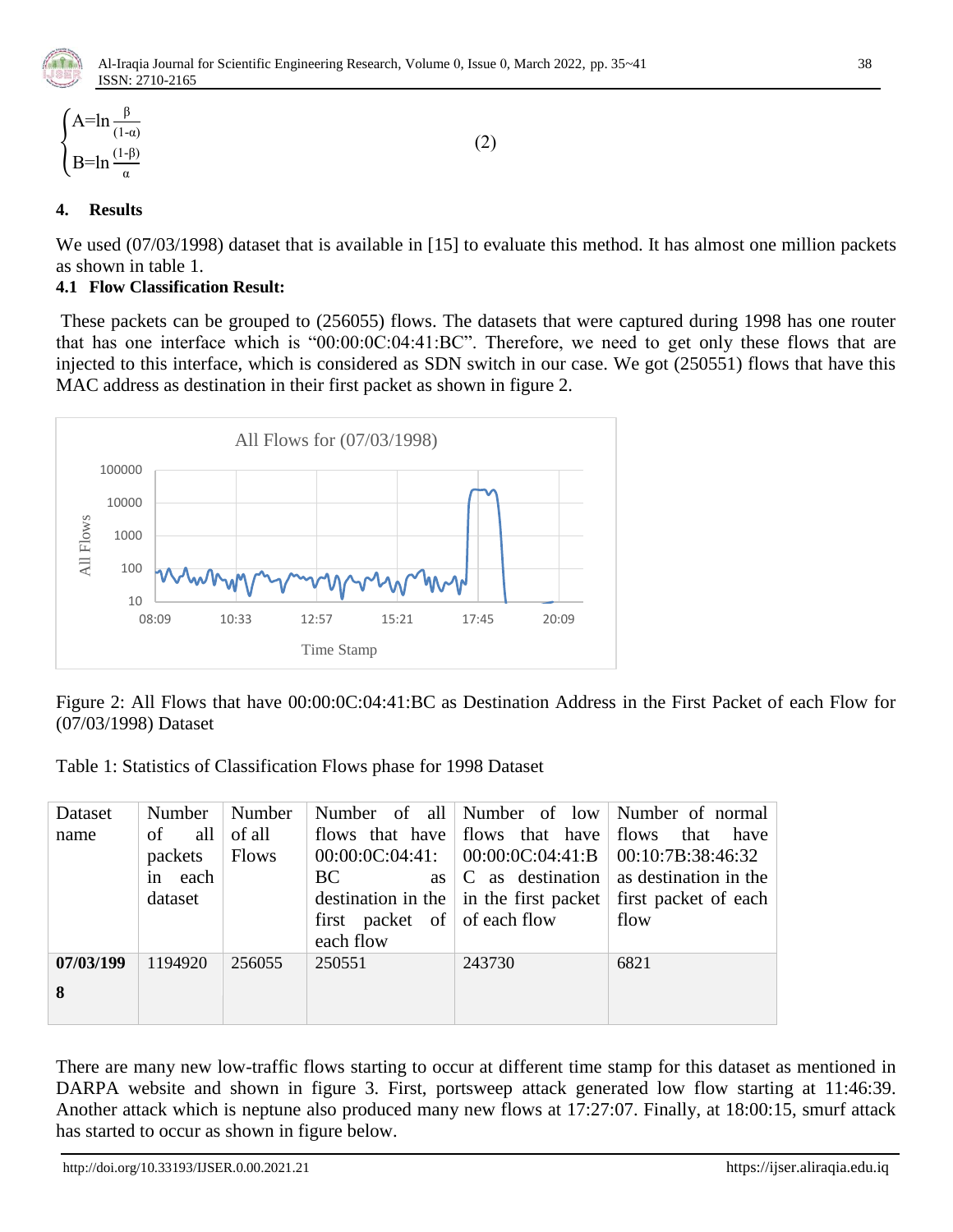$$\begin{cases} A=\ln \frac{\beta}{(1-\alpha)} \\ B=\ln \frac{(1-\beta)}{\alpha} \end{cases} \quad (2)$$

## 4. Results

We used (07/03/1998) dataset that is available in [15] to evaluate this method. It has almost one million packets as shown in table 1.

### 4.1 Flow Classification Result:

These packets can be grouped to (256055) flows. The datasets that were captured during 1998 has one router that has one interface which is "00:00:0C:04:41:BC". Therefore, we need to get only these flows that are injected to this interface, which is considered as SDN switch in our case. We got (250551) flows that have this MAC address as destination in their first packet as shown in figure 2.

Figure 2: All Flows that have 00:00:0C:04:41:BC as Destination Address in the First Packet of each Flow for (07/03/1998) Dataset

Table 1: Statistics of Classification Flows phase for 1998 Dataset

| Dataset name | Number of all packets in each dataset | Number of all Flows | Number of all flows that have 00:00:0C:04:41:BC as destination in the first packet of each flow | Number of low flows that have 00:00:0C:04:41:BC as destination in the first packet of each flow | Number of normal flows that have 00:10:7B:38:46:32 as destination in the first packet of each flow |
|---|---|---|---|---|---|
| **07/03/1998** | 1194920 | 256055 | 250551 | 243730 | 6821 |

There are many new low-traffic flows starting to occur at different time stamp for this dataset as mentioned in DARPA website and shown in figure 3. First, portsweep attack generated low flow starting at 11:46:39. Another attack which is neptune also produced many new flows at 17:27:07. Finally, at 18:00:15, smurf attack has started to occur as shown in figure below.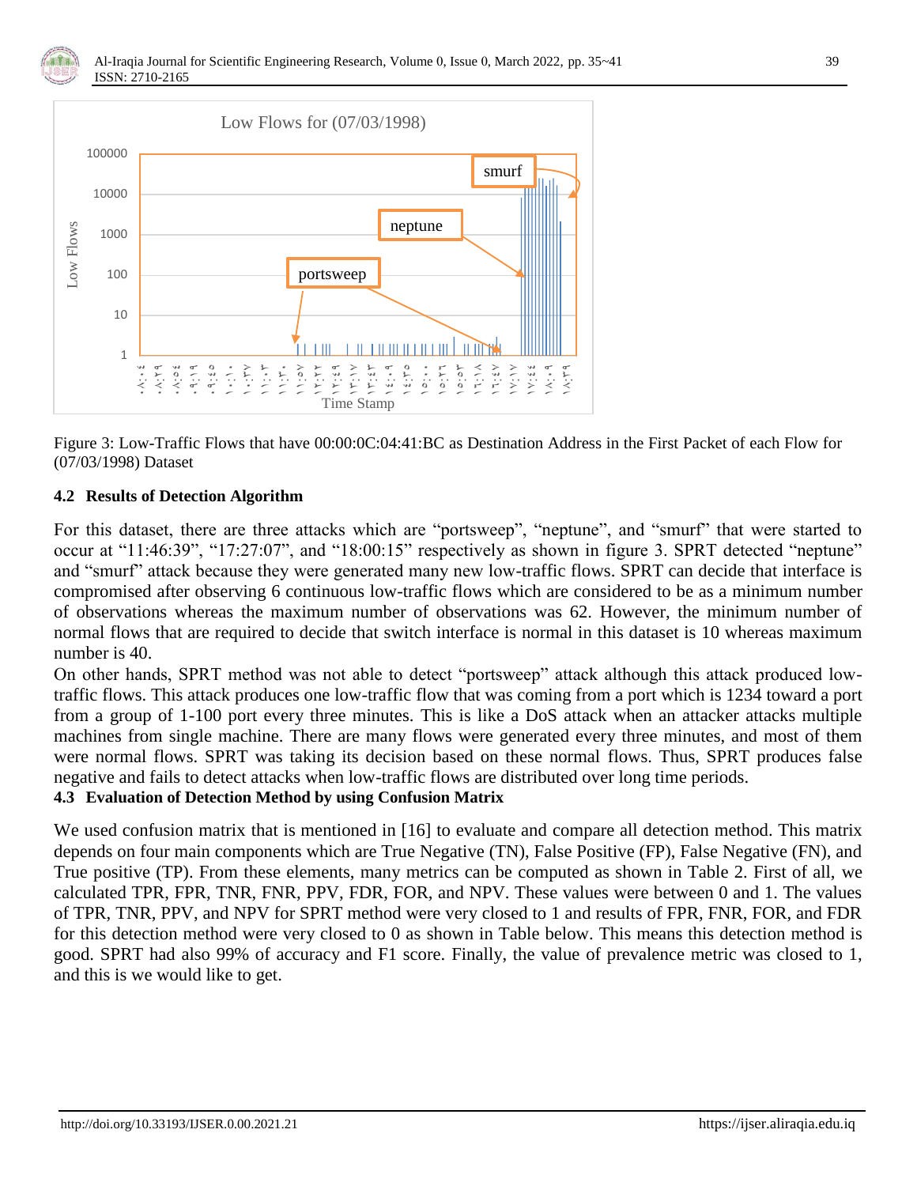Figure 3: Low-Traffic Flows that have 00:00:0C:04:41:BC as Destination Address in the First Packet of each Flow for (07/03/1998) Dataset

### 4.2 Results of Detection Algorithm

For this dataset, there are three attacks which are "portsweep", "neptune", and "smurf" that were started to occur at "11:46:39", "17:27:07", and "18:00:15" respectively as shown in figure 3. SPRT detected "neptune" and "smurf" attack because they were generated many new low-traffic flows. SPRT can decide that interface is compromised after observing 6 continuous low-traffic flows which are considered to be as a minimum number of observations whereas the maximum number of observations was 62. However, the minimum number of normal flows that are required to decide that switch interface is normal in this dataset is 10 whereas maximum number is 40.

On other hands, SPRT method was not able to detect "portsweep" attack although this attack produced low-traffic flows. This attack produces one low-traffic flow that was coming from a port which is 1234 toward a port from a group of 1-100 port every three minutes. This is like a DoS attack when an attacker attacks multiple machines from single machine. There are many flows were generated every three minutes, and most of them were normal flows. SPRT was taking its decision based on these normal flows. Thus, SPRT produces false negative and fails to detect attacks when low-traffic flows are distributed over long time periods.

### 4.3 Evaluation of Detection Method by using Confusion Matrix

We used confusion matrix that is mentioned in [16] to evaluate and compare all detection method. This matrix depends on four main components which are True Negative (TN), False Positive (FP), False Negative (FN), and True positive (TP). From these elements, many metrics can be computed as shown in Table 2. First of all, we calculated TPR, FPR, TNR, FNR, PPV, FDR, FOR, and NPV. These values were between 0 and 1. The values of TPR, TNR, PPV, and NPV for SPRT method were very closed to 1 and results of FPR, FNR, FOR, and FDR for this detection method were very closed to 0 as shown in Table below. This means this detection method is good. SPRT had also 99% of accuracy and F1 score. Finally, the value of prevalence metric was closed to 1, and this is we would like to get.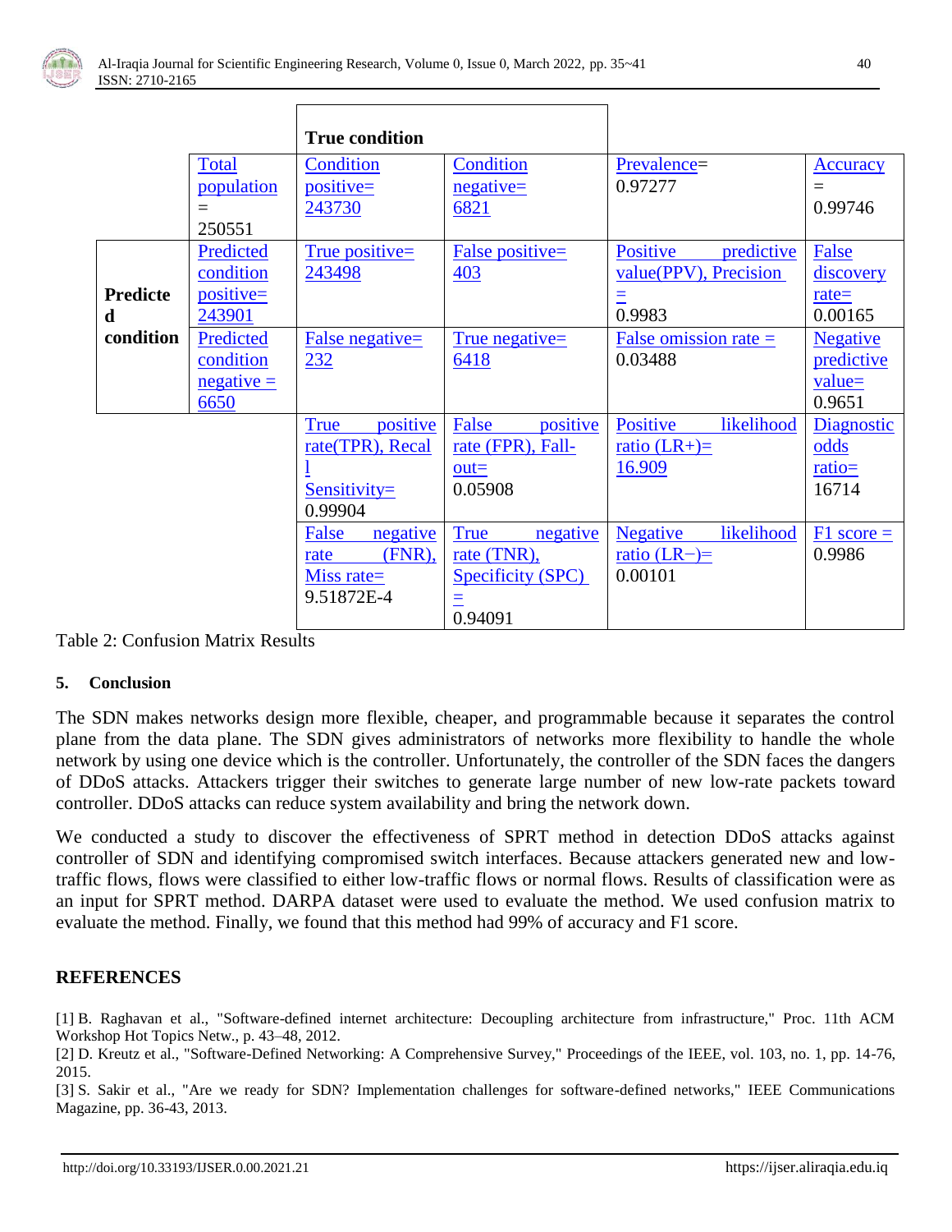| | | True condition | | | |
|---|---|---|---|---|---|
| | Total population = 250551 | Condition positive= 243730 | Condition negative= 6821 | Prevalence= 0.97277 | Accuracy = 0.99746 |
| **Predicted condition** | Predicted condition positive= 243901 | True positive= 243498 | False positive= 403 | Positive predictive value(PPV), Precision = 0.9983 | False discovery rate= 0.00165 |
| | Predicted condition negative = 6650 | False negative= 232 | True negative= 6418 | False omission rate = 0.03488 | Negative predictive value= 0.9651 |
| | | True positive rate(TPR), Recall Sensitivity= 0.99904 | False positive rate (FPR), Fall-out= 0.05908 | Positive likelihood ratio (LR+)= 16.909 | Diagnostic odds ratio= 16714 |
| | | False negative rate (FNR), Miss rate= 9.51872E-4 | True negative rate (TNR), Specificity (SPC) = 0.94091 | Negative likelihood ratio (LR−)= 0.00101 | F1 score = 0.9986 |

Table 2: Confusion Matrix Results

## 5. Conclusion

The SDN makes networks design more flexible, cheaper, and programmable because it separates the control plane from the data plane. The SDN gives administrators of networks more flexibility to handle the whole network by using one device which is the controller. Unfortunately, the controller of the SDN faces the dangers of DDoS attacks. Attackers trigger their switches to generate large number of new low-rate packets toward controller. DDoS attacks can reduce system availability and bring the network down.

We conducted a study to discover the effectiveness of SPRT method in detection DDoS attacks against controller of SDN and identifying compromised switch interfaces. Because attackers generated new and low-traffic flows, flows were classified to either low-traffic flows or normal flows. Results of classification were as an input for SPRT method. DARPA dataset were used to evaluate the method. We used confusion matrix to evaluate the method. Finally, we found that this method had 99% of accuracy and F1 score.

## REFERENCES

[1] B. Raghavan et al., "Software-defined internet architecture: Decoupling architecture from infrastructure," Proc. 11th ACM Workshop Hot Topics Netw., p. 43–48, 2012.

[2] D. Kreutz et al., "Software-Defined Networking: A Comprehensive Survey," Proceedings of the IEEE, vol. 103, no. 1, pp. 14-76, 2015.

[3] S. Sakir et al., "Are we ready for SDN? Implementation challenges for software-defined networks," IEEE Communications Magazine, pp. 36-43, 2013.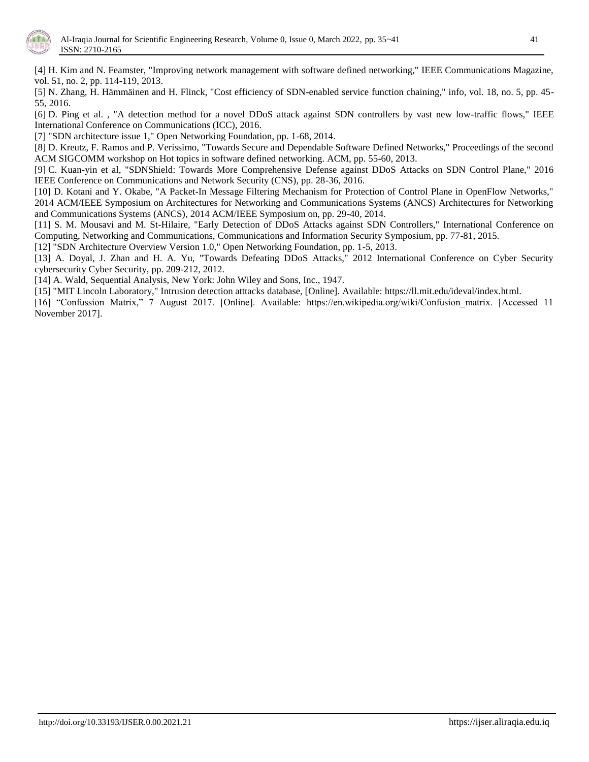[4] H. Kim and N. Feamster, "Improving network management with software defined networking," IEEE Communications Magazine, vol. 51, no. 2, pp. 114-119, 2013.

[5] N. Zhang, H. Hämmäinen and H. Flinck, "Cost efficiency of SDN-enabled service function chaining," info, vol. 18, no. 5, pp. 45-55, 2016.

[6] D. Ping et al. , "A detection method for a novel DDoS attack against SDN controllers by vast new low-traffic flows," IEEE International Conference on Communications (ICC), 2016.

[7] "SDN architecture issue 1," Open Networking Foundation, pp. 1-68, 2014.

[8] D. Kreutz, F. Ramos and P. Veríssimo, "Towards Secure and Dependable Software Defined Networks," Proceedings of the second ACM SIGCOMM workshop on Hot topics in software defined networking. ACM, pp. 55-60, 2013.

[9] C. Kuan-yin et al, "SDNShield: Towards More Comprehensive Defense against DDoS Attacks on SDN Control Plane," 2016 IEEE Conference on Communications and Network Security (CNS), pp. 28-36, 2016.

[10] D. Kotani and Y. Okabe, "A Packet-In Message Filtering Mechanism for Protection of Control Plane in OpenFlow Networks," 2014 ACM/IEEE Symposium on Architectures for Networking and Communications Systems (ANCS) Architectures for Networking and Communications Systems (ANCS), 2014 ACM/IEEE Symposium on, pp. 29-40, 2014.

[11] S. M. Mousavi and M. St-Hilaire, "Early Detection of DDoS Attacks against SDN Controllers," International Conference on Computing, Networking and Communications, Communications and Information Security Symposium, pp. 77-81, 2015.

[12] "SDN Architecture Overview Version 1.0," Open Networking Foundation, pp. 1-5, 2013.

[13] A. Doyal, J. Zhan and H. A. Yu, "Towards Defeating DDoS Attacks," 2012 International Conference on Cyber Security cybersecurity Cyber Security, pp. 209-212, 2012.

[14] A. Wald, Sequential Analysis, New York: John Wiley and Sons, Inc., 1947.

[15] "MIT Lincoln Laboratory," Intrusion detection atttacks database, [Online]. Available: https://ll.mit.edu/ideval/index.html.

[16] "Confussion Matrix," 7 August 2017. [Online]. Available: https://en.wikipedia.org/wiki/Confusion_matrix. [Accessed 11 November 2017].